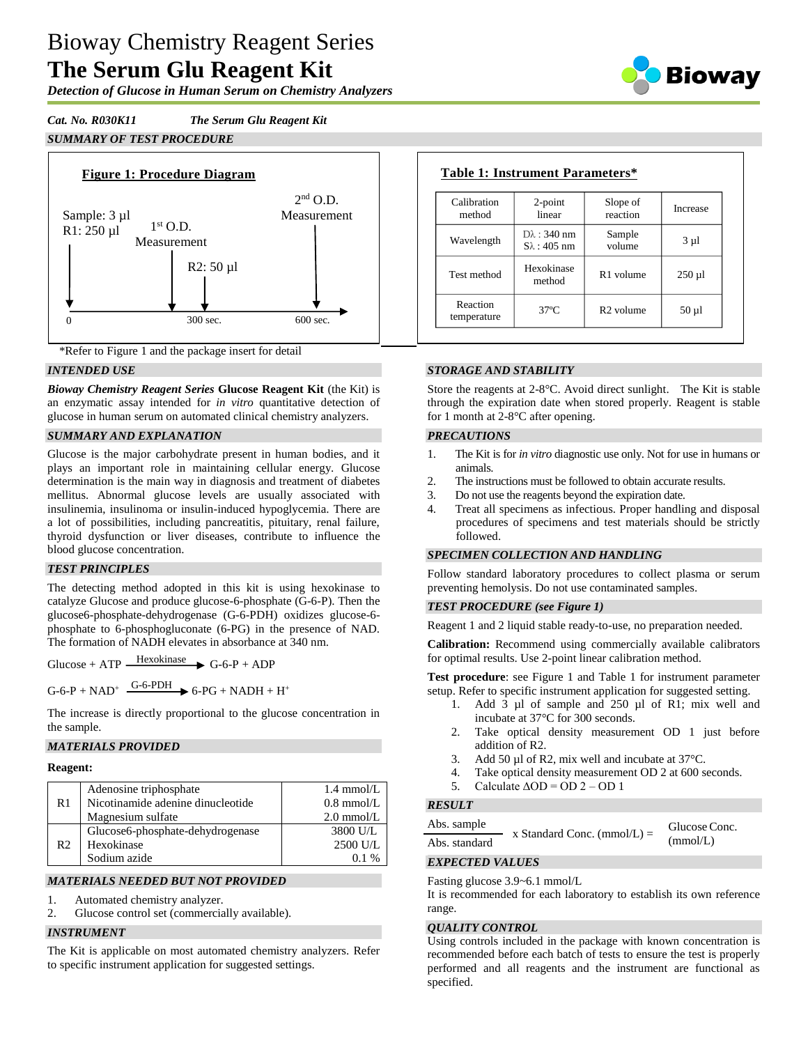# Bioway Chemistry Reagent Series

# The Serum Glu Reagent Kit

***Detection of Glucose in Human Serum on Chemistry Analyzers***

***Cat. No. R030K11*** ***The Serum Glu Reagent Kit***

## *SUMMARY OF TEST PROCEDURE*

**Figure 1: Procedure Diagram**

Sample: 3 µl
R1: 250 µl — at 0

1st O.D. Measurement — at 300 sec.

R2: 50 µl — after 300 sec.

2nd O.D. Measurement — at 600 sec.

**Table 1: Instrument Parameters***

| Calibration method | 2-point linear | Slope of reaction | Increase |
|---|---|---|---|
| Wavelength | Dλ : 340 nm<br>Sλ : 405 nm | Sample volume | 3 µl |
| Test method | Hexokinase method | R1 volume | 250 µl |
| Reaction temperature | 37ºC | R2 volume | 50 µl |

*Refer to Figure 1 and the package insert for detail

## *INTENDED USE*

***Bioway Chemistry Reagent Series*** **Glucose Reagent Kit** (the Kit) is an enzymatic assay intended for *in vitro* quantitative detection of glucose in human serum on automated clinical chemistry analyzers.

## *SUMMARY AND EXPLANATION*

Glucose is the major carbohydrate present in human bodies, and it plays an important role in maintaining cellular energy. Glucose determination is the main way in diagnosis and treatment of diabetes mellitus. Abnormal glucose levels are usually associated with insulinemia, insulinoma or insulin-induced hypoglycemia. There are a lot of possibilities, including pancreatitis, pituitary, renal failure, thyroid dysfunction or liver diseases, contribute to influence the blood glucose concentration.

## *TEST PRINCIPLES*

The detecting method adopted in this kit is using hexokinase to catalyze Glucose and produce glucose-6-phosphate (G-6-P). Then the glucose6-phosphate-dehydrogenase (G-6-PDH) oxidizes glucose-6-phosphate to 6-phosphogluconate (6-PG) in the presence of NAD. The formation of NADH elevates in absorbance at 340 nm.

$$\text{Glucose} + \text{ATP} \xrightarrow{\text{Hexokinase}} \text{G-6-P} + \text{ADP}$$

$$\text{G-6-P} + \text{NAD}^{+} \xrightarrow{\text{G-6-PDH}} \text{6-PG} + \text{NADH} + \text{H}^{+}$$

The increase is directly proportional to the glucose concentration in the sample.

## *MATERIALS PROVIDED*

**Reagent:**

| | Component | Concentration |
|---|---|---|
| R1 | Adenosine triphosphate | 1.4 mmol/L |
| | Nicotinamide adenine dinucleotide | 0.8 mmol/L |
| | Magnesium sulfate | 2.0 mmol/L |
| R2 | Glucose6-phosphate-dehydrogenase | 3800 U/L |
| | Hexokinase | 2500 U/L |
| | Sodium azide | 0.1 % |

## *MATERIALS NEEDED BUT NOT PROVIDED*

1. Automated chemistry analyzer.
2. Glucose control set (commercially available).

## *INSTRUMENT*

The Kit is applicable on most automated chemistry analyzers. Refer to specific instrument application for suggested settings.

## *STORAGE AND STABILITY*

Store the reagents at 2-8°C. Avoid direct sunlight. The Kit is stable through the expiration date when stored properly. Reagent is stable for 1 month at 2-8°C after opening.

## *PRECAUTIONS*

1. The Kit is for *in vitro* diagnostic use only. Not for use in humans or animals.
2. The instructions must be followed to obtain accurate results.
3. Do not use the reagents beyond the expiration date.
4. Treat all specimens as infectious. Proper handling and disposal procedures of specimens and test materials should be strictly followed.

## *SPECIMEN COLLECTION AND HANDLING*

Follow standard laboratory procedures to collect plasma or serum preventing hemolysis. Do not use contaminated samples.

## *TEST PROCEDURE (see Figure 1)*

Reagent 1 and 2 liquid stable ready-to-use, no preparation needed.

**Calibration:** Recommend using commercially available calibrators for optimal results. Use 2-point linear calibration method.

**Test procedure**: see Figure 1 and Table 1 for instrument parameter setup. Refer to specific instrument application for suggested setting.

1. Add 3 µl of sample and 250 µl of R1; mix well and incubate at 37°C for 300 seconds.
2. Take optical density measurement OD 1 just before addition of R2.
3. Add 50 µl of R2, mix well and incubate at 37°C.
4. Take optical density measurement OD 2 at 600 seconds.
5. Calculate ΔOD = OD 2 – OD 1

## *RESULT*

$$\frac{\text{Abs. sample}}{\text{Abs. standard}} \times \text{Standard Conc. (mmol/L)} = \text{Glucose Conc. (mmol/L)}$$

## *EXPECTED VALUES*

Fasting glucose 3.9~6.1 mmol/L

It is recommended for each laboratory to establish its own reference range.

## *QUALITY CONTROL*

Using controls included in the package with known concentration is recommended before each batch of tests to ensure the test is properly performed and all reagents and the instrument are functional as specified.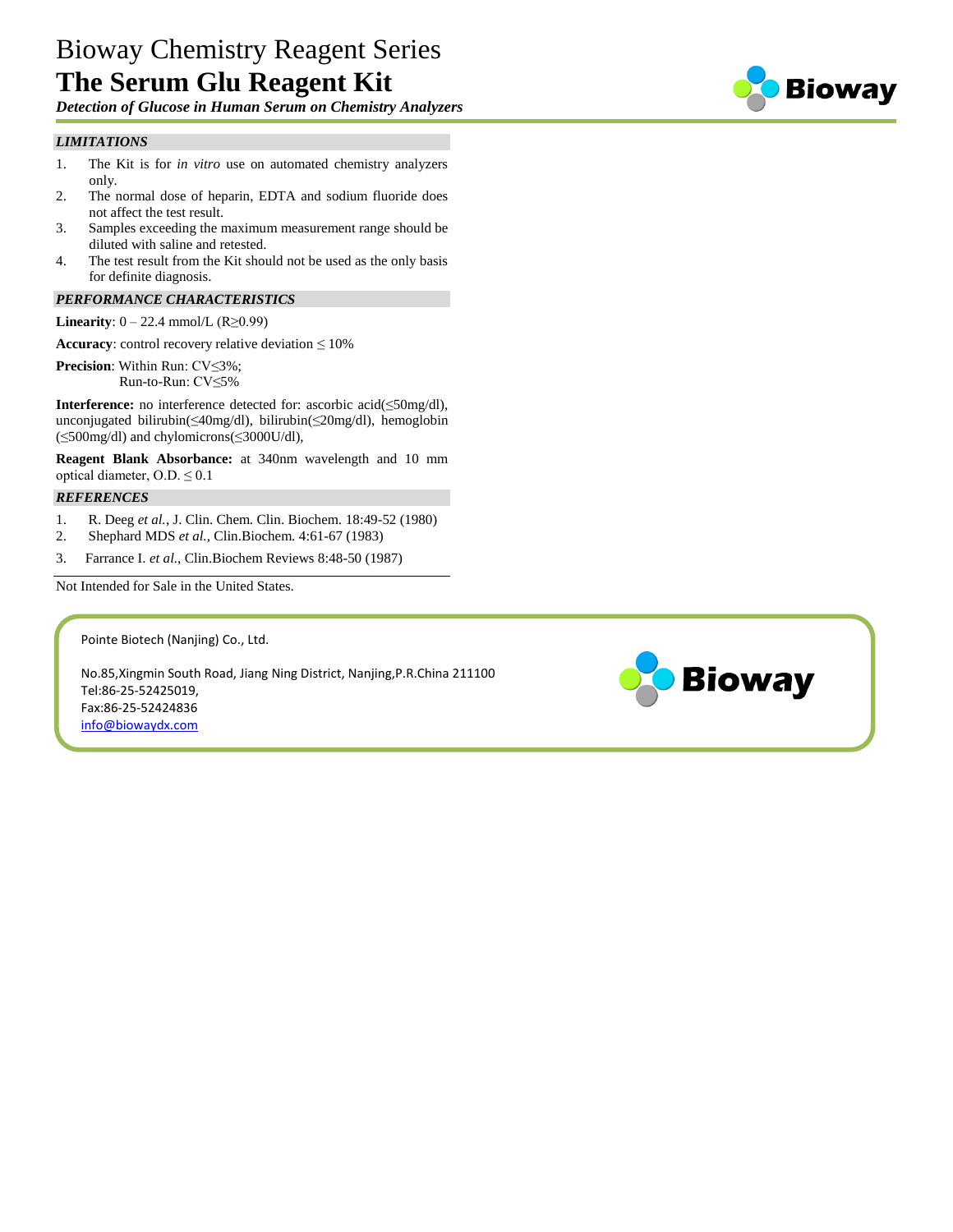# Bioway Chemistry Reagent Series

# The Serum Glu Reagent Kit

***Detection of Glucose in Human Serum on Chemistry Analyzers***

## *LIMITATIONS*

1. The Kit is for *in vitro* use on automated chemistry analyzers only.
2. The normal dose of heparin, EDTA and sodium fluoride does not affect the test result.
3. Samples exceeding the maximum measurement range should be diluted with saline and retested.
4. The test result from the Kit should not be used as the only basis for definite diagnosis.

## *PERFORMANCE CHARACTERISTICS*

**Linearity**: 0 – 22.4 mmol/L (R≥0.99)

**Accuracy**: control recovery relative deviation ≤ 10%

**Precision**: Within Run: CV≤3%;
Run-to-Run: CV≤5%

**Interference:** no interference detected for: ascorbic acid(≤50mg/dl), unconjugated bilirubin(≤40mg/dl), bilirubin(≤20mg/dl), hemoglobin (≤500mg/dl) and chylomicrons(≤3000U/dl),

**Reagent Blank Absorbance:** at 340nm wavelength and 10 mm optical diameter, O.D. ≤ 0.1

## *REFERENCES*

1. R. Deeg *et al.*, J. Clin. Chem. Clin. Biochem. 18:49-52 (1980)
2. Shephard MDS *et al.*, Clin.Biochem. 4:61-67 (1983)
3. Farrance I. *et al.*, Clin.Biochem Reviews 8:48-50 (1987)

---

Not Intended for Sale in the United States.

Pointe Biotech (Nanjing) Co., Ltd.

No.85,Xingmin South Road, Jiang Ning District, Nanjing,P.R.China 211100
Tel:86-25-52425019,
Fax:86-25-52424836
info@biowaydx.com